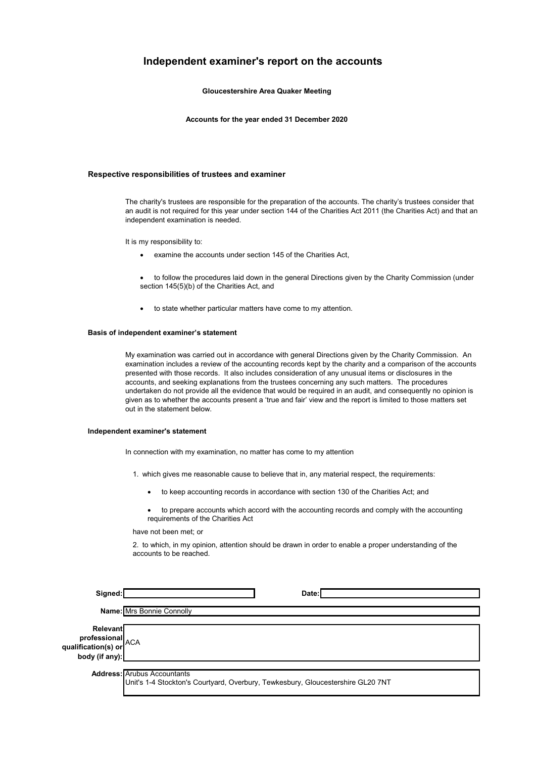# Independent examiner's report on the accounts

**Gloucestershire Area Quaker Meeting**

**Accounts for the year ended 31 December 2020**

### Respective responsibilities of trustees and examiner

The charity's trustees are responsible for the preparation of the accounts. The charity's trustees consider that an audit is not required for this year under section 144 of the Charities Act 2011 (the Charities Act) and that an independent examination is needed.

It is my responsibility to:

- examine the accounts under section 145 of the Charities Act,
- to follow the procedures laid down in the general Directions given by the Charity Commission (under section 145(5)(b) of the Charities Act, and
- to state whether particular matters have come to my attention.

### Basis of independent examiner's statement

My examination was carried out in accordance with general Directions given by the Charity Commission. An examination includes a review of the accounting records kept by the charity and a comparison of the accounts presented with those records. It also includes consideration of any unusual items or disclosures in the accounts, and seeking explanations from the trustees concerning any such matters. The procedures undertaken do not provide all the evidence that would be required in an audit, and consequently no opinion is given as to whether the accounts present a 'true and fair' view and the report is limited to those matters set out in the statement below.

### Independent examiner's statement

In connection with my examination, no matter has come to my attention

1. which gives me reasonable cause to believe that in, any material respect, the requirements:
   - to keep accounting records in accordance with section 130 of the Charities Act; and
   - to prepare accounts which accord with the accounting records and comply with the accounting requirements of the Charities Act

   have not been met; or

2. to which, in my opinion, attention should be drawn in order to enable a proper understanding of the accounts to be reached.

| | | | |
|---|---|---|---|
| **Signed:** | | **Date:** | |
| **Name:** | Mrs Bonnie Connolly | | |
| **Relevant professional qualification(s) or body (if any):** | ACA | | |
| **Address:** | Arubus Accountants<br>Unit's 1-4 Stockton's Courtyard, Overbury, Tewkesbury, Gloucestershire GL20 7NT | | |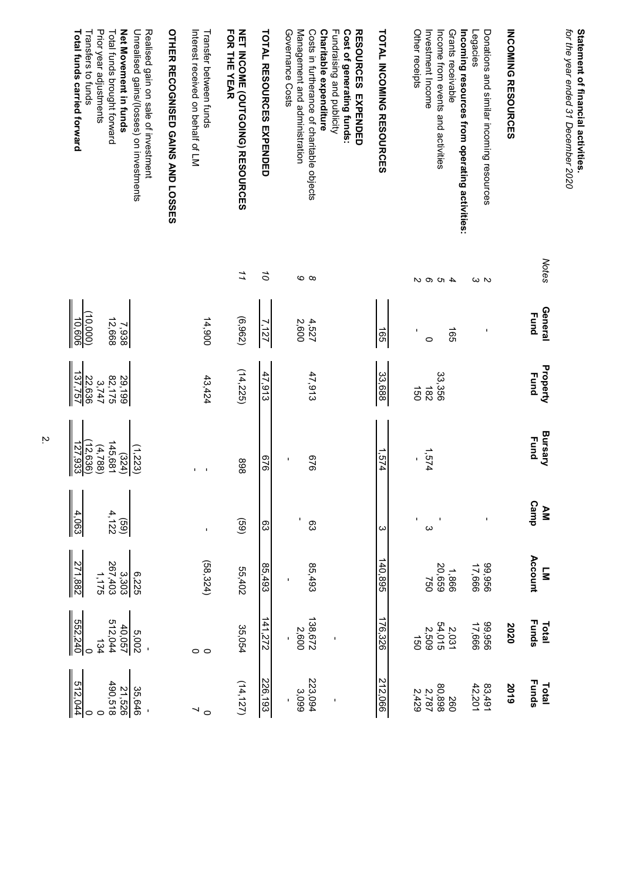**Statement of financial activities.**
*for the year ended 31 December 2020*

| | Notes | General Fund | Property Fund | Bursary Fund | AM Camp | LM Account | Total Funds 2020 | Total Funds 2019 |
|---|---|---|---|---|---|---|---|---|
| **INCOMING RESOURCES** | | | | | | | | |
| Donations and similar incoming resources | 2 | - | | | - | 99,956 | 99,956 | 83,491 |
| Legacies | 3 | | | | | 17,666 | 17,666 | 42,201 |
| **Incoming resources from operating activities:** | | | | | | | | |
| Grants receivable | 4 | 165 | | | | 1,866 | 2,031 | 260 |
| Income from events and activities | 5 | | 33,356 | | - | 20,659 | 54,015 | 80,898 |
| Investment Income | 6 | 0 | 182 | 1,574 | 3 | | 2,509 | 2,787 |
| Other receipts | 2 | - | 150 | - | - | 750 | 150 | 2,429 |
| **TOTAL INCOMING RESOURCES** | | 165 | 33,688 | 1,574 | 3 | 140,895 | 176,326 | 212,066 |
| **RESOURCES EXPENDED** | | | | | | | | |
| **Cost of generating funds:** | | | | | | | | |
| Fundraising and publicity | | | | | | | - | - |
| **Charitable expenditure** | | | | | | | | |
| Costs in furtherance of charitable objects | 8 | 4,527 | 47,913 | 676 | 63 | 85,493 | 138,672 | 223,094 |
| Management and administration | 9 | 2,600 | | - | - | - | 2,600 | 3,099 |
| Governance Costs | | | | | | | - | - |
| **TOTAL RESOURCES EXPENDED** | 10 | 7,127 | 47,913 | 676 | 63 | 85,493 | 141,272 | 226,193 |
| **NET INCOME (OUTGOING) RESOURCES FOR THE YEAR** | 11 | (6,962) | (14,225) | 898 | (59) | 55,402 | 35,054 | (14,127) |
| Transfer between funds | | 14,900 | 43,424 | - | - | (58,324) | 0 | 0 |
| Interest received on behalf of LM | | | | - | | | 0 | 7 |
| **OTHER RECOGNISED GAINS AND LOSSES** | | | | | | | | |
| Realised gain on sale of investment | | | | | | | - | - |
| Unrealised gains/(losses) on investments | | | | (1,223) | | 6,225 | 5,002 | 35,646 |
| **Net Movement in funds** | | 7,938 | 29,199 | (324) | (59) | 3,303 | 40,057 | 21,526 |
| Total funds brought forward | | 12,668 | 82,175 | 145,681 | 4,122 | 267,403 | 512,044 | 490,518 |
| Prior year adjustments | | | 3,747 | (4,788) | | 1,175 | 134 | 0 |
| Transfers to funds | | (10,000) | 22,636 | (12,636) | | | 0 | 0 |
| **Total funds carried forward** | | 10,606 | 137,757 | 127,933 | 4,063 | 271,882 | 552,240 | 512,044 |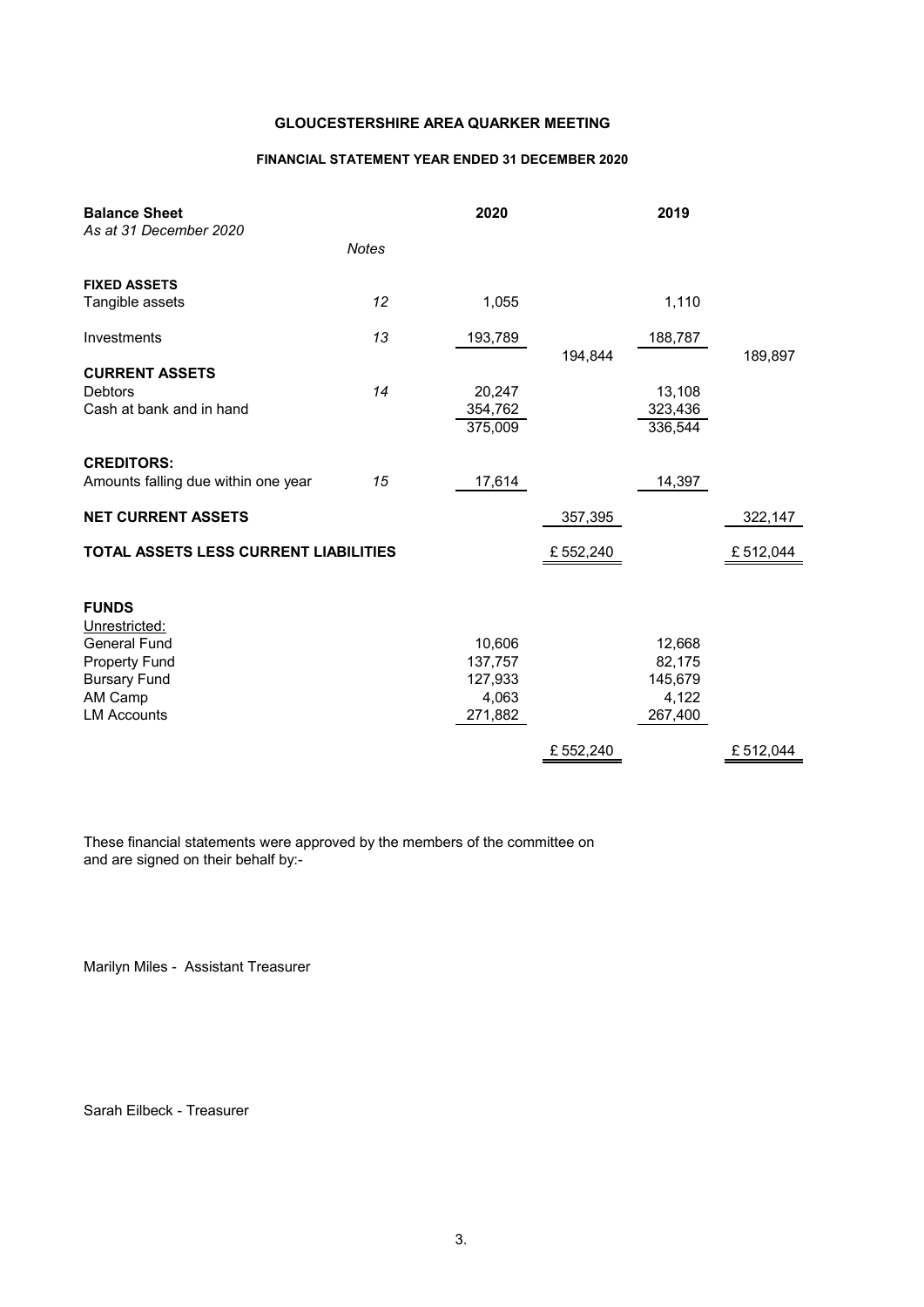**GLOUCESTERSHIRE AREA QUARKER MEETING**

**FINANCIAL STATEMENT YEAR ENDED 31 DECEMBER 2020**

| **Balance Sheet** *As at 31 December 2020* | *Notes* | **2020** | | **2019** | |
|---|---|---|---|---|---|
| **FIXED ASSETS** | | | | | |
| Tangible assets | 12 | 1,055 | | 1,110 | |
| Investments | 13 | 193,789 | | 188,787 | |
| | | | 194,844 | | 189,897 |
| **CURRENT ASSETS** | | | | | |
| Debtors | 14 | 20,247 | | 13,108 | |
| Cash at bank and in hand | | 354,762 | | 323,436 | |
| | | 375,009 | | 336,544 | |
| **CREDITORS:** | | | | | |
| Amounts falling due within one year | 15 | 17,614 | | 14,397 | |
| **NET CURRENT ASSETS** | | | 357,395 | | 322,147 |
| **TOTAL ASSETS LESS CURRENT LIABILITIES** | | | £ 552,240 | | £ 512,044 |
| **FUNDS** | | | | | |
| Unrestricted: | | | | | |
| General Fund | | 10,606 | | 12,668 | |
| Property Fund | | 137,757 | | 82,175 | |
| Bursary Fund | | 127,933 | | 145,679 | |
| AM Camp | | 4,063 | | 4,122 | |
| LM Accounts | | 271,882 | | 267,400 | |
| | | | £ 552,240 | | £ 512,044 |

These financial statements were approved by the members of the committee on and are signed on their behalf by:-

Marilyn Miles - Assistant Treasurer

Sarah Eilbeck - Treasurer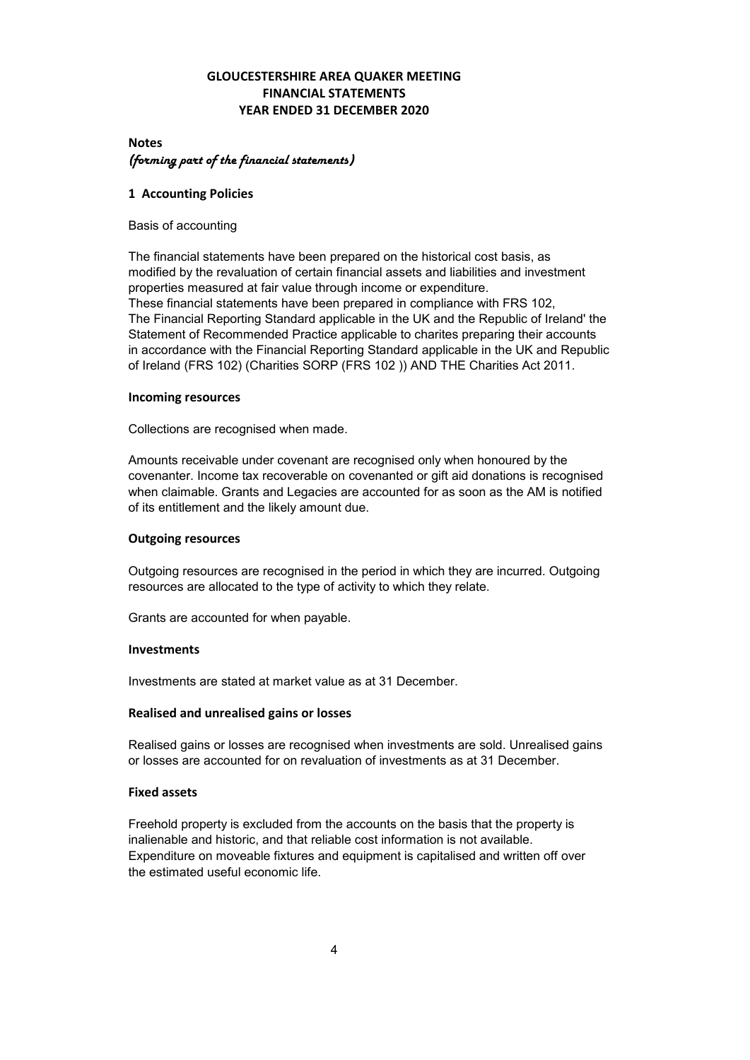**GLOUCESTERSHIRE AREA QUAKER MEETING**
**FINANCIAL STATEMENTS**
**YEAR ENDED 31 DECEMBER 2020**

**Notes**
*(forming part of the financial statements)*

## 1 Accounting Policies

Basis of accounting

The financial statements have been prepared on the historical cost basis, as modified by the revaluation of certain financial assets and liabilities and investment properties measured at fair value through income or expenditure.
These financial statements have been prepared in compliance with FRS 102, The Financial Reporting Standard applicable in the UK and the Republic of Ireland' the Statement of Recommended Practice applicable to charites preparing their accounts in accordance with the Financial Reporting Standard applicable in the UK and Republic of Ireland (FRS 102) (Charities SORP (FRS 102 )) AND THE Charities Act 2011.

### Incoming resources

Collections are recognised when made.

Amounts receivable under covenant are recognised only when honoured by the covenanter. Income tax recoverable on covenanted or gift aid donations is recognised when claimable. Grants and Legacies are accounted for as soon as the AM is notified of its entitlement and the likely amount due.

### Outgoing resources

Outgoing resources are recognised in the period in which they are incurred. Outgoing resources are allocated to the type of activity to which they relate.

Grants are accounted for when payable.

### Investments

Investments are stated at market value as at 31 December.

### Realised and unrealised gains or losses

Realised gains or losses are recognised when investments are sold. Unrealised gains or losses are accounted for on revaluation of investments as at 31 December.

### Fixed assets

Freehold property is excluded from the accounts on the basis that the property is inalienable and historic, and that reliable cost information is not available. Expenditure on moveable fixtures and equipment is capitalised and written off over the estimated useful economic life.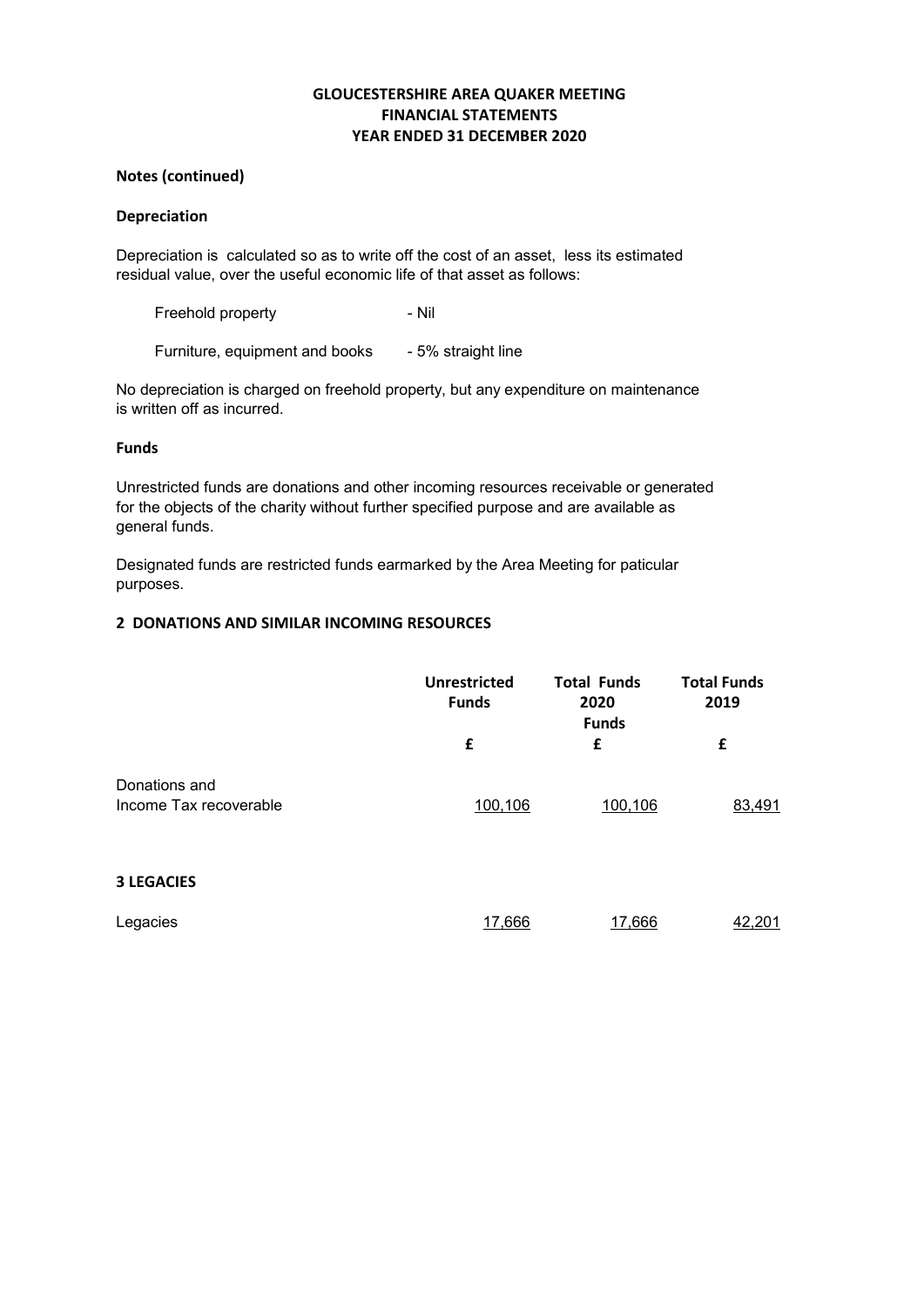# GLOUCESTERSHIRE AREA QUAKER MEETING
# FINANCIAL STATEMENTS
# YEAR ENDED 31 DECEMBER 2020

**Notes (continued)**

**Depreciation**

Depreciation is calculated so as to write off the cost of an asset, less its estimated residual value, over the useful economic life of that asset as follows:

| | |
|---|---|
| Freehold property | - Nil |
| Furniture, equipment and books | - 5% straight line |

No depreciation is charged on freehold property, but any expenditure on maintenance is written off as incurred.

**Funds**

Unrestricted funds are donations and other incoming resources receivable or generated for the objects of the charity without further specified purpose and are available as general funds.

Designated funds are restricted funds earmarked by the Area Meeting for paticular purposes.

## 2 DONATIONS AND SIMILAR INCOMING RESOURCES

| | Unrestricted Funds | Total Funds 2020 Funds | Total Funds 2019 |
|---|---|---|---|
| | £ | £ | £ |
| Donations and Income Tax recoverable | 100,106 | 100,106 | 83,491 |

## 3 LEGACIES

| | | | |
|---|---|---|---|
| Legacies | 17,666 | 17,666 | 42,201 |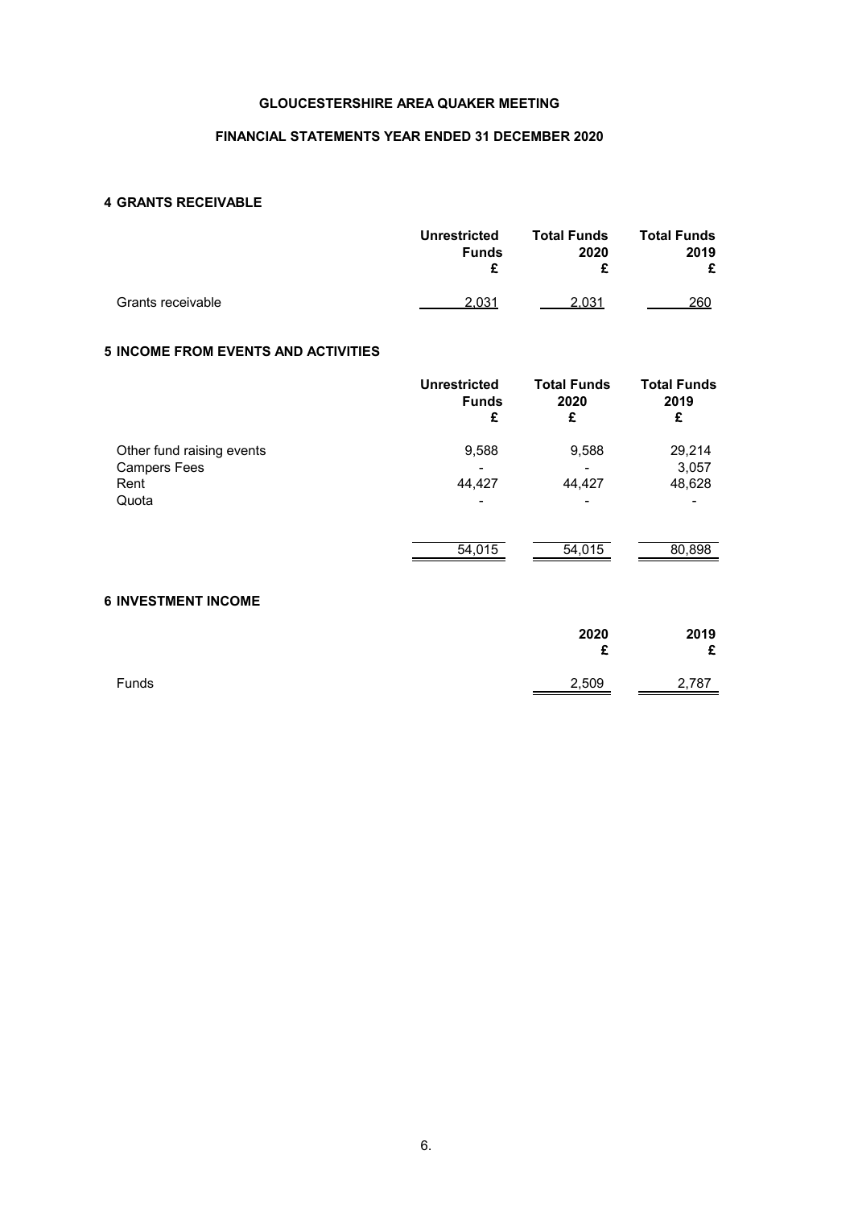# GLOUCESTERSHIRE AREA QUAKER MEETING

## FINANCIAL STATEMENTS YEAR ENDED 31 DECEMBER 2020

### 4 GRANTS RECEIVABLE

| | Unrestricted Funds £ | Total Funds 2020 £ | Total Funds 2019 £ |
|---|---|---|---|
| Grants receivable | 2,031 | 2,031 | 260 |

### 5 INCOME FROM EVENTS AND ACTIVITIES

| | Unrestricted Funds £ | Total Funds 2020 £ | Total Funds 2019 £ |
|---|---|---|---|
| Other fund raising events | 9,588 | 9,588 | 29,214 |
| Campers Fees | - | - | 3,057 |
| Rent | 44,427 | 44,427 | 48,628 |
| Quota | - | - | - |
| | 54,015 | 54,015 | 80,898 |

### 6 INVESTMENT INCOME

| | 2020 £ | 2019 £ |
|---|---|---|
| Funds | 2,509 | 2,787 |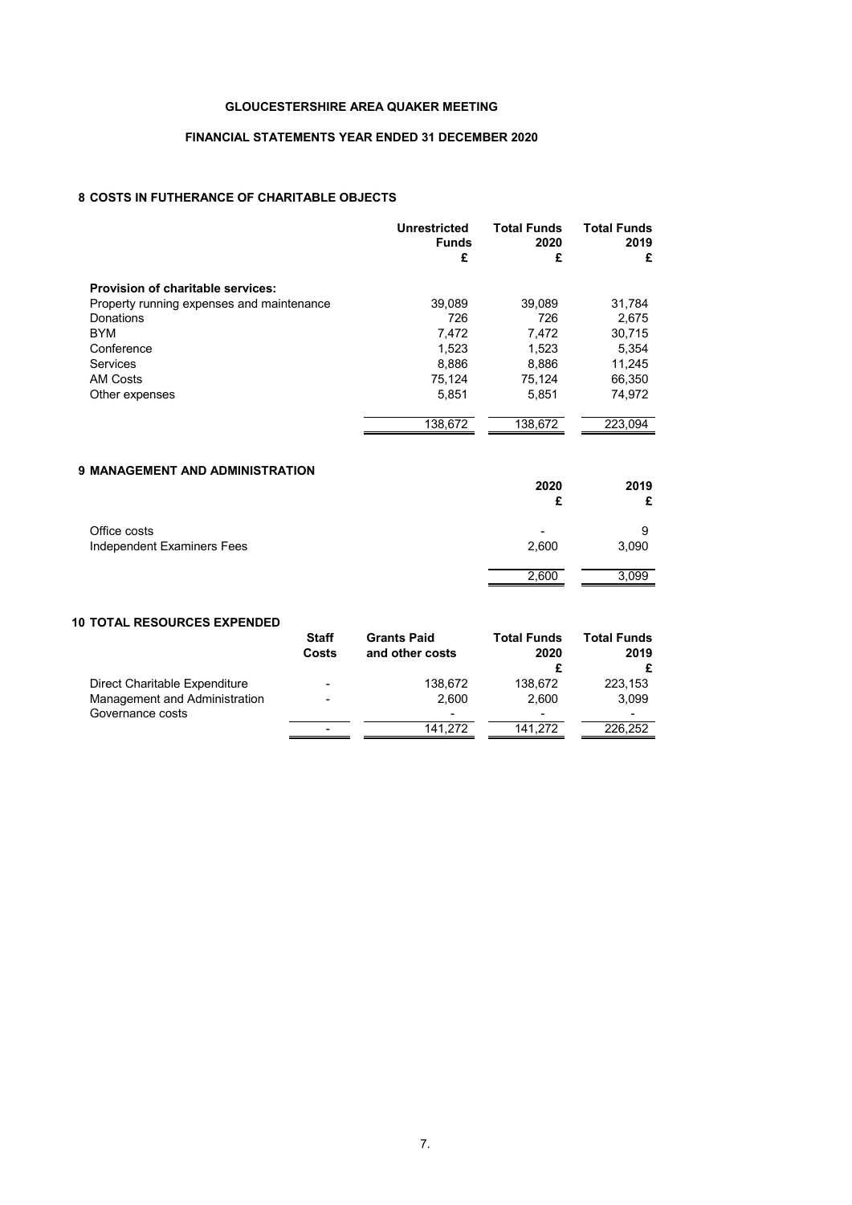# GLOUCESTERSHIRE AREA QUAKER MEETING

## FINANCIAL STATEMENTS YEAR ENDED 31 DECEMBER 2020

### 8 COSTS IN FUTHERANCE OF CHARITABLE OBJECTS

| | Unrestricted Funds £ | Total Funds 2020 £ | Total Funds 2019 £ |
|---|---|---|---|
| **Provision of charitable services:** | | | |
| Property running expenses and maintenance | 39,089 | 39,089 | 31,784 |
| Donations | 726 | 726 | 2,675 |
| BYM | 7,472 | 7,472 | 30,715 |
| Conference | 1,523 | 1,523 | 5,354 |
| Services | 8,886 | 8,886 | 11,245 |
| AM Costs | 75,124 | 75,124 | 66,350 |
| Other expenses | 5,851 | 5,851 | 74,972 |
| | 138,672 | 138,672 | 223,094 |

### 9 MANAGEMENT AND ADMINISTRATION

| | 2020 £ | 2019 £ |
|---|---|---|
| Office costs | - | 9 |
| Independent Examiners Fees | 2,600 | 3,090 |
| | 2,600 | 3,099 |

### 10 TOTAL RESOURCES EXPENDED

| | Staff Costs | Grants Paid and other costs | Total Funds 2020 £ | Total Funds 2019 £ |
|---|---|---|---|---|
| Direct Charitable Expenditure | - | 138,672 | 138,672 | 223,153 |
| Management and Administration | - | 2,600 | 2,600 | 3,099 |
| Governance costs | | - | - | - |
| | - | 141,272 | 141,272 | 226,252 |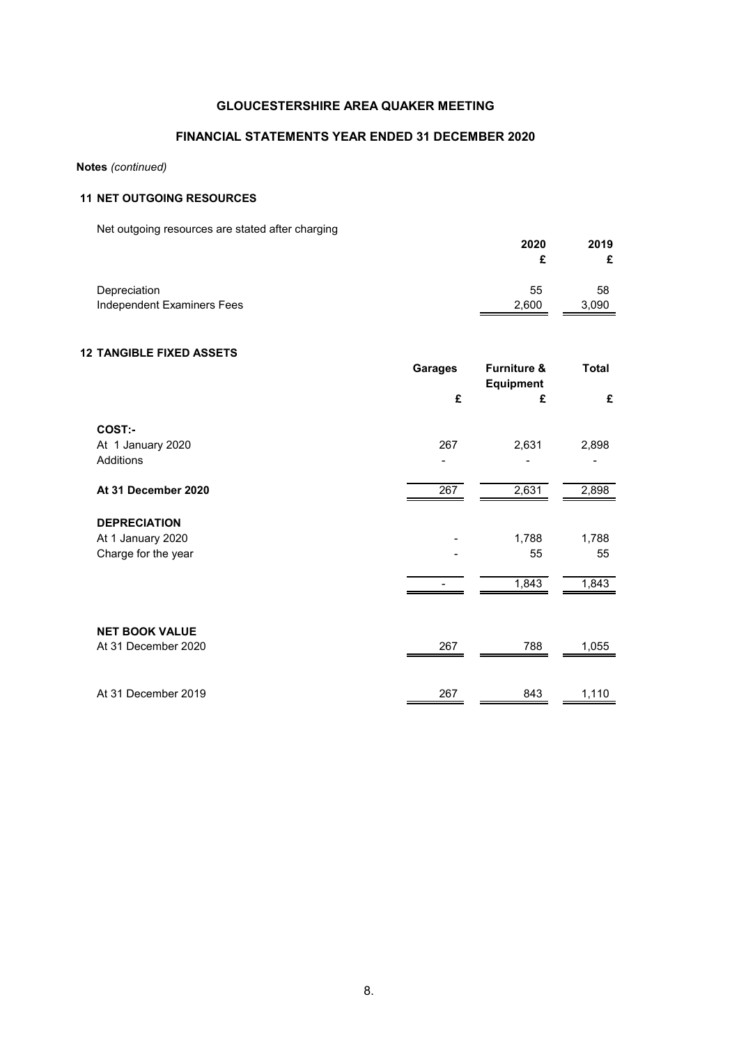GLOUCESTERSHIRE AREA QUAKER MEETING

FINANCIAL STATEMENTS YEAR ENDED 31 DECEMBER 2020

**Notes** *(continued)*

## 11 NET OUTGOING RESOURCES

Net outgoing resources are stated after charging

| | 2020 £ | 2019 £ |
|---|---|---|
| Depreciation | 55 | 58 |
| Independent Examiners Fees | 2,600 | 3,090 |

## 12 TANGIBLE FIXED ASSETS

| | Garages £ | Furniture & Equipment £ | Total £ |
|---|---|---|---|
| **COST:-** | | | |
| At 1 January 2020 | 267 | 2,631 | 2,898 |
| Additions | - | - | - |
| **At 31 December 2020** | 267 | 2,631 | 2,898 |
| **DEPRECIATION** | | | |
| At 1 January 2020 | - | 1,788 | 1,788 |
| Charge for the year | - | 55 | 55 |
| | - | 1,843 | 1,843 |
| **NET BOOK VALUE** | | | |
| At 31 December 2020 | 267 | 788 | 1,055 |
| At 31 December 2019 | 267 | 843 | 1,110 |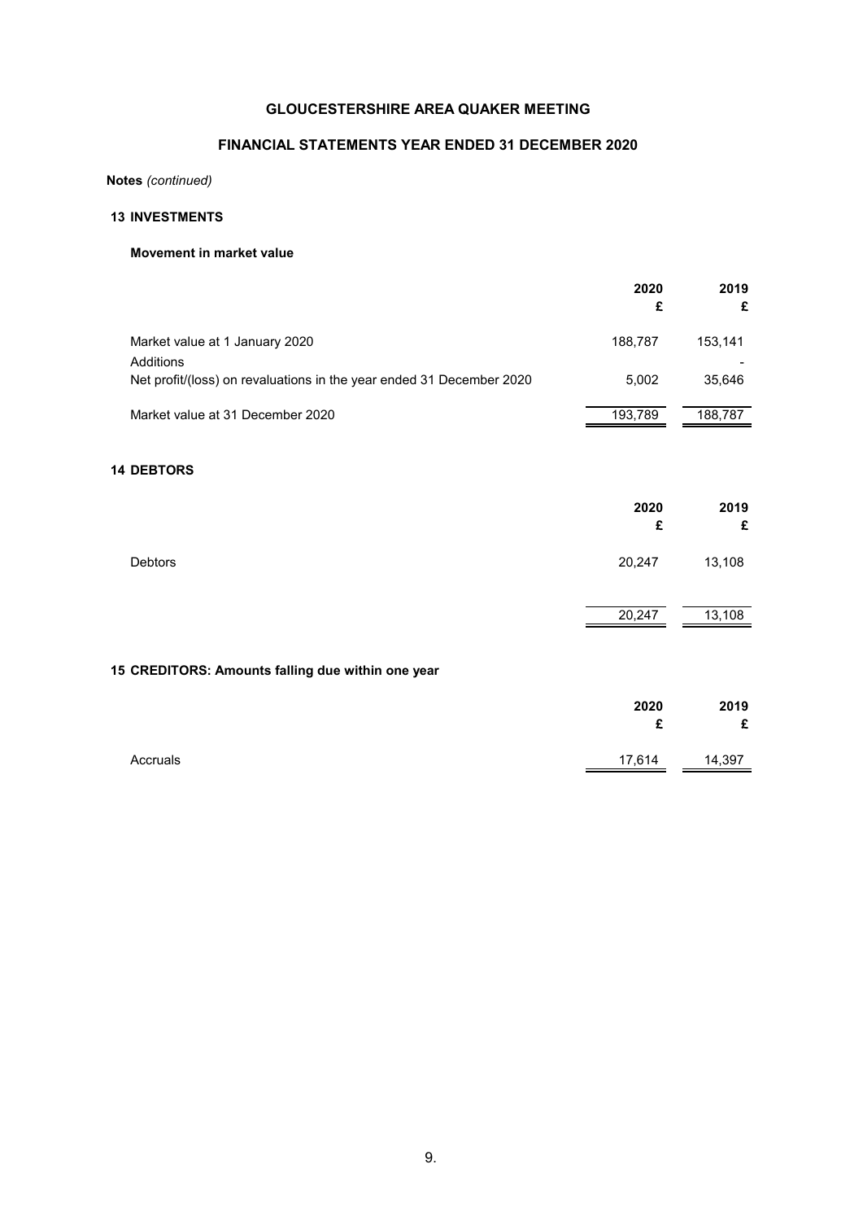# GLOUCESTERSHIRE AREA QUAKER MEETING

## FINANCIAL STATEMENTS YEAR ENDED 31 DECEMBER 2020

**Notes** *(continued)*

### 13 INVESTMENTS

**Movement in market value**

| | 2020 £ | 2019 £ |
|---|---|---|
| Market value at 1 January 2020 | 188,787 | 153,141 |
| Additions | | - |
| Net profit/(loss) on revaluations in the year ended 31 December 2020 | 5,002 | 35,646 |
| Market value at 31 December 2020 | 193,789 | 188,787 |

### 14 DEBTORS

| | 2020 £ | 2019 £ |
|---|---|---|
| Debtors | 20,247 | 13,108 |
| | 20,247 | 13,108 |

### 15 CREDITORS: Amounts falling due within one year

| | 2020 £ | 2019 £ |
|---|---|---|
| Accruals | 17,614 | 14,397 |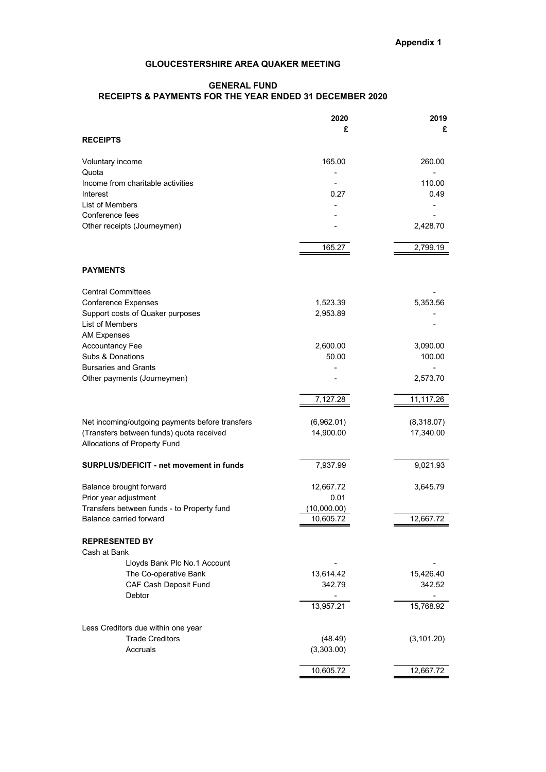**Appendix 1**

# GLOUCESTERSHIRE AREA QUAKER MEETING

## GENERAL FUND
## RECEIPTS & PAYMENTS FOR THE YEAR ENDED 31 DECEMBER 2020

| | 2020 £ | 2019 £ |
|---|---|---|
| **RECEIPTS** | | |
| Voluntary income | 165.00 | 260.00 |
| Quota | - | - |
| Income from charitable activities | - | 110.00 |
| Interest | 0.27 | 0.49 |
| List of Members | - | - |
| Conference fees | - | - |
| Other receipts (Journeymen) | - | 2,428.70 |
| | 165.27 | 2,799.19 |
| **PAYMENTS** | | |
| Central Committees | | - |
| Conference Expenses | 1,523.39 | 5,353.56 |
| Support costs of Quaker purposes | 2,953.89 | - |
| List of Members | | - |
| AM Expenses | | |
| Accountancy Fee | 2,600.00 | 3,090.00 |
| Subs & Donations | 50.00 | 100.00 |
| Bursaries and Grants | - | - |
| Other payments (Journeymen) | - | 2,573.70 |
| | 7,127.28 | 11,117.26 |
| Net incoming/outgoing payments before transfers | (6,962.01) | (8,318.07) |
| (Transfers between funds) quota received | 14,900.00 | 17,340.00 |
| Allocations of Property Fund | | |
| **SURPLUS/DEFICIT - net movement in funds** | 7,937.99 | 9,021.93 |
| Balance brought forward | 12,667.72 | 3,645.79 |
| Prior year adjustment | 0.01 | |
| Transfers between funds - to Property fund | (10,000.00) | |
| Balance carried forward | 10,605.72 | 12,667.72 |
| **REPRESENTED BY** | | |
| Cash at Bank | | |
| Lloyds Bank Plc No.1 Account | - | - |
| The Co-operative Bank | 13,614.42 | 15,426.40 |
| CAF Cash Deposit Fund | 342.79 | 342.52 |
| Debtor | - | - |
| | 13,957.21 | 15,768.92 |
| Less Creditors due within one year | | |
| Trade Creditors | (48.49) | (3,101.20) |
| Accruals | (3,303.00) | |
| | 10,605.72 | 12,667.72 |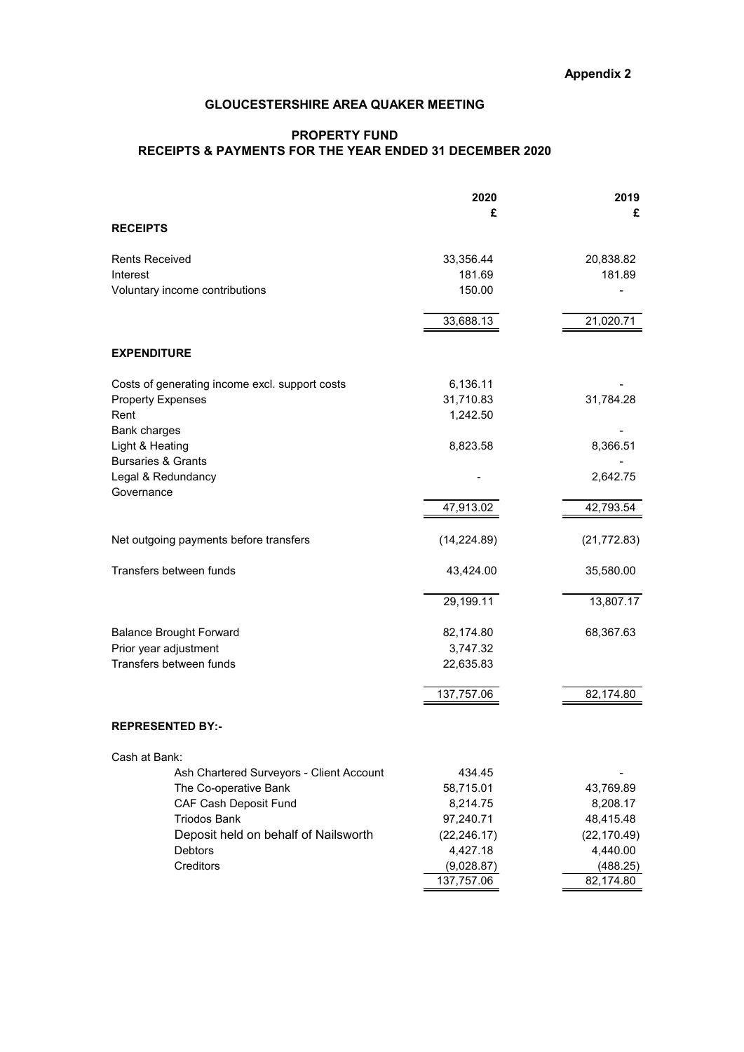**Appendix 2**

## GLOUCESTERSHIRE AREA QUAKER MEETING

### PROPERTY FUND
### RECEIPTS & PAYMENTS FOR THE YEAR ENDED 31 DECEMBER 2020

| | 2020 £ | 2019 £ |
|---|---|---|
| **RECEIPTS** | | |
| Rents Received | 33,356.44 | 20,838.82 |
| Interest | 181.69 | 181.89 |
| Voluntary income contributions | 150.00 | - |
| | 33,688.13 | 21,020.71 |
| **EXPENDITURE** | | |
| Costs of generating income excl. support costs | 6,136.11 | - |
| Property Expenses | 31,710.83 | 31,784.28 |
| Rent | 1,242.50 | |
| Bank charges | | - |
| Light & Heating | 8,823.58 | 8,366.51 |
| Bursaries & Grants | | - |
| Legal & Redundancy | - | 2,642.75 |
| Governance | | |
| | 47,913.02 | 42,793.54 |
| Net outgoing payments before transfers | (14,224.89) | (21,772.83) |
| Transfers between funds | 43,424.00 | 35,580.00 |
| | 29,199.11 | 13,807.17 |
| Balance Brought Forward | 82,174.80 | 68,367.63 |
| Prior year adjustment | 3,747.32 | |
| Transfers between funds | 22,635.83 | |
| | 137,757.06 | 82,174.80 |
| **REPRESENTED BY:-** | | |
| Cash at Bank: | | |
| Ash Chartered Surveyors - Client Account | 434.45 | - |
| The Co-operative Bank | 58,715.01 | 43,769.89 |
| CAF Cash Deposit Fund | 8,214.75 | 8,208.17 |
| Triodos Bank | 97,240.71 | 48,415.48 |
| Deposit held on behalf of Nailsworth | (22,246.17) | (22,170.49) |
| Debtors | 4,427.18 | 4,440.00 |
| Creditors | (9,028.87) | (488.25) |
| | 137,757.06 | 82,174.80 |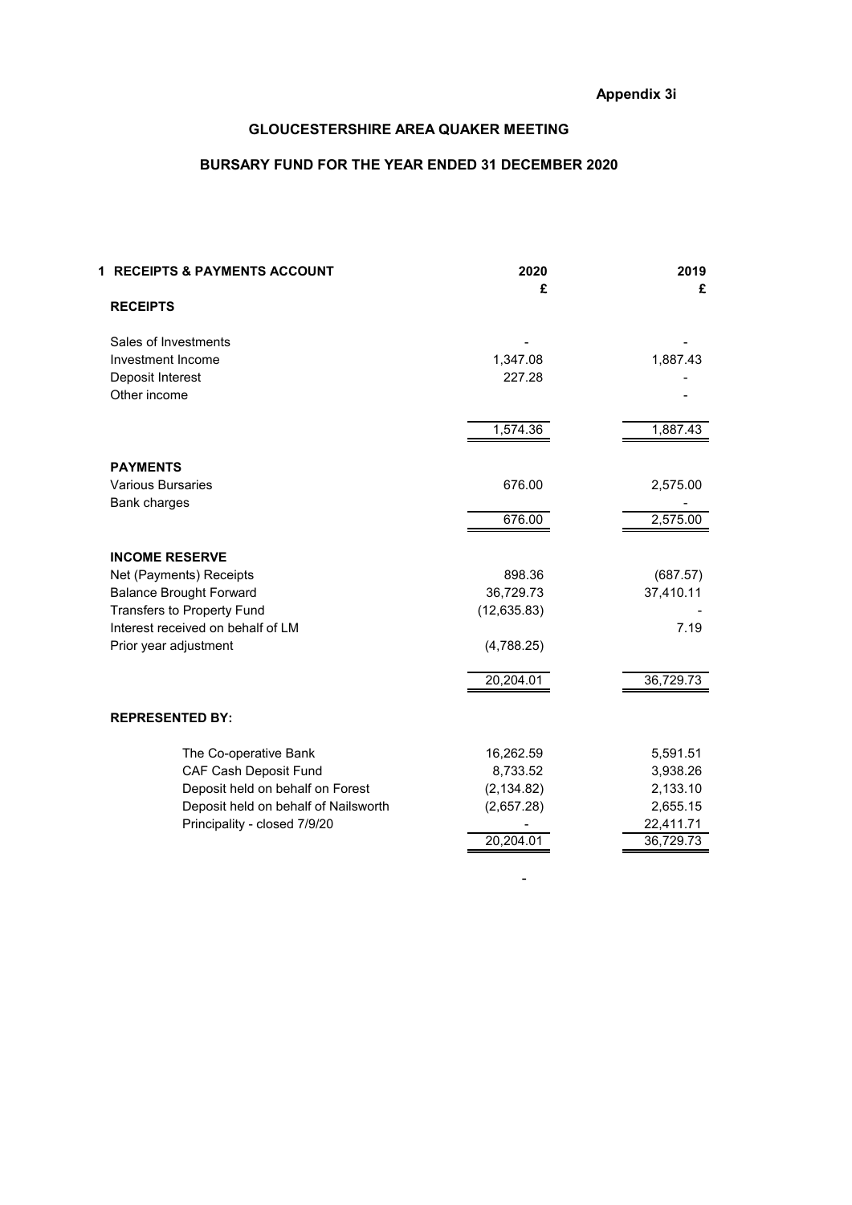**Appendix 3i**

# GLOUCESTERSHIRE AREA QUAKER MEETING

## BURSARY FUND FOR THE YEAR ENDED 31 DECEMBER 2020

| **1 RECEIPTS & PAYMENTS ACCOUNT** | **2020** | **2019** |
|---|---|---|
| | **£** | **£** |
| **RECEIPTS** | | |
| Sales of Investments | - | - |
| Investment Income | 1,347.08 | 1,887.43 |
| Deposit Interest | 227.28 | - |
| Other income | | - |
| | 1,574.36 | 1,887.43 |
| **PAYMENTS** | | |
| Various Bursaries | 676.00 | 2,575.00 |
| Bank charges | | - |
| | 676.00 | 2,575.00 |
| **INCOME RESERVE** | | |
| Net (Payments) Receipts | 898.36 | (687.57) |
| Balance Brought Forward | 36,729.73 | 37,410.11 |
| Transfers to Property Fund | (12,635.83) | - |
| Interest received on behalf of LM | | 7.19 |
| Prior year adjustment | (4,788.25) | |
| | 20,204.01 | 36,729.73 |
| **REPRESENTED BY:** | | |
| The Co-operative Bank | 16,262.59 | 5,591.51 |
| CAF Cash Deposit Fund | 8,733.52 | 3,938.26 |
| Deposit held on behalf on Forest | (2,134.82) | 2,133.10 |
| Deposit held on behalf of Nailsworth | (2,657.28) | 2,655.15 |
| Principality - closed 7/9/20 | - | 22,411.71 |
| | 20,204.01 | 36,729.73 |

-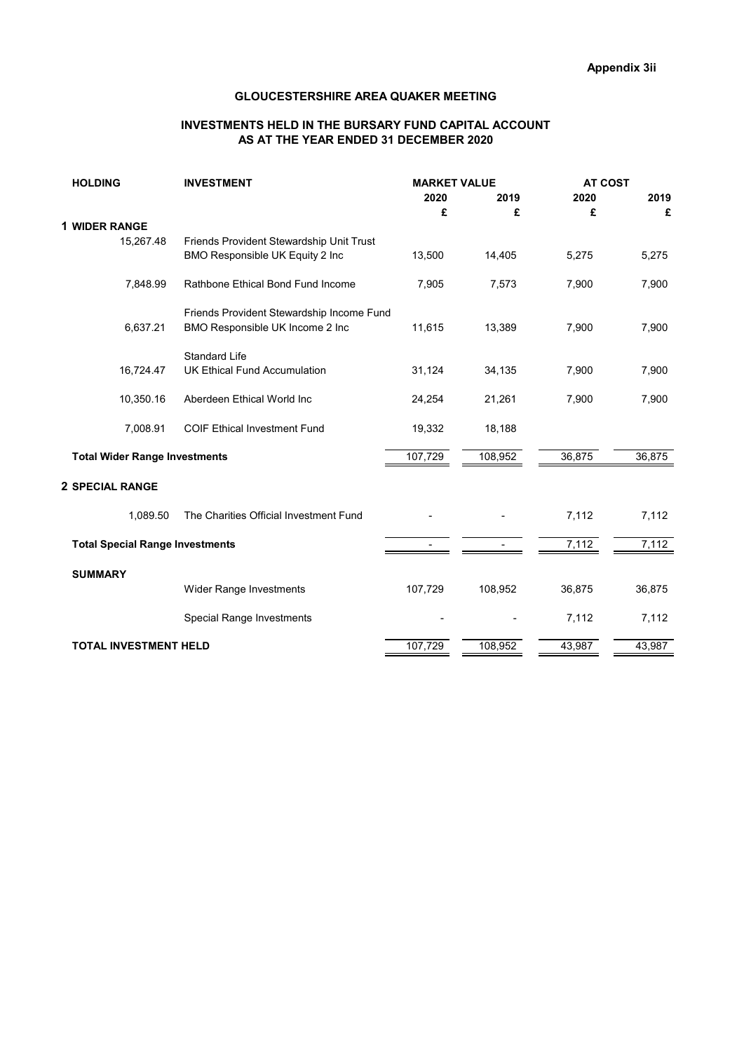**Appendix 3ii**

# GLOUCESTERSHIRE AREA QUAKER MEETING

## INVESTMENTS HELD IN THE BURSARY FUND CAPITAL ACCOUNT AS AT THE YEAR ENDED 31 DECEMBER 2020

| HOLDING | INVESTMENT | MARKET VALUE | | AT COST | |
|---|---|---|---|---|---|
| | | 2020 | 2019 | 2020 | 2019 |
| | | £ | £ | £ | £ |
| **1 WIDER RANGE** | | | | | |
| 15,267.48 | Friends Provident Stewardship Unit Trust BMO Responsible UK Equity 2 Inc | 13,500 | 14,405 | 5,275 | 5,275 |
| 7,848.99 | Rathbone Ethical Bond Fund Income | 7,905 | 7,573 | 7,900 | 7,900 |
| 6,637.21 | Friends Provident Stewardship Income Fund BMO Responsible UK Income 2 Inc | 11,615 | 13,389 | 7,900 | 7,900 |
| 16,724.47 | Standard Life UK Ethical Fund Accumulation | 31,124 | 34,135 | 7,900 | 7,900 |
| 10,350.16 | Aberdeen Ethical World Inc | 24,254 | 21,261 | 7,900 | 7,900 |
| 7,008.91 | COIF Ethical Investment Fund | 19,332 | 18,188 | | |
| **Total Wider Range Investments** | | 107,729 | 108,952 | 36,875 | 36,875 |
| **2 SPECIAL RANGE** | | | | | |
| 1,089.50 | The Charities Official Investment Fund | - | - | 7,112 | 7,112 |
| **Total Special Range Investments** | | - | - | 7,112 | 7,112 |
| **SUMMARY** | | | | | |
| | Wider Range Investments | 107,729 | 108,952 | 36,875 | 36,875 |
| | Special Range Investments | - | - | 7,112 | 7,112 |
| **TOTAL INVESTMENT HELD** | | 107,729 | 108,952 | 43,987 | 43,987 |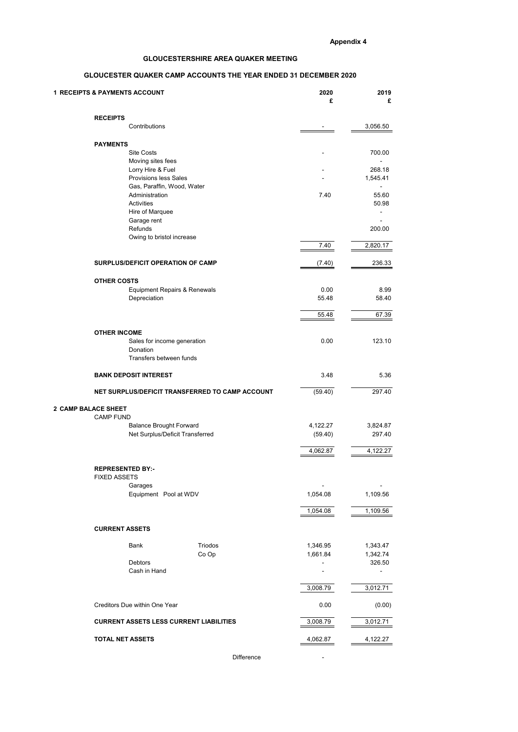**Appendix 4**

## GLOUCESTERSHIRE AREA QUAKER MEETING

### GLOUCESTER QUAKER CAMP ACCOUNTS THE YEAR ENDED 31 DECEMBER 2020

| **1 RECEIPTS & PAYMENTS ACCOUNT** | | **2020 £** | **2019 £** |
|---|---|---|---|
| **RECEIPTS** | | | |
| Contributions | | - | 3,056.50 |
| **PAYMENTS** | | | |
| Site Costs | | - | 700.00 |
| Moving sites fees | | | - |
| Lorry Hire & Fuel | | - | 268.18 |
| Provisions less Sales | | - | 1,545.41 |
| Gas, Paraffin, Wood, Water | | | - |
| Administration | | 7.40 | 55.60 |
| Activities | | | 50.98 |
| Hire of Marquee | | | - |
| Garage rent | | | - |
| Refunds | | | 200.00 |
| Owing to bristol increase | | | |
| | | 7.40 | 2,820.17 |
| **SURPLUS/DEFICIT OPERATION OF CAMP** | | (7.40) | 236.33 |
| **OTHER COSTS** | | | |
| Equipment Repairs & Renewals | | 0.00 | 8.99 |
| Depreciation | | 55.48 | 58.40 |
| | | 55.48 | 67.39 |
| **OTHER INCOME** | | | |
| Sales for income generation | | 0.00 | 123.10 |
| Donation | | | |
| Transfers between funds | | | |
| **BANK DEPOSIT INTEREST** | | 3.48 | 5.36 |
| **NET SURPLUS/DEFICIT TRANSFERRED TO CAMP ACCOUNT** | | (59.40) | 297.40 |
| **2 CAMP BALACE SHEET** | | | |
| CAMP FUND | | | |
| Balance Brought Forward | | 4,122.27 | 3,824.87 |
| Net Surplus/Deficit Transferred | | (59.40) | 297.40 |
| | | 4,062.87 | 4,122.27 |
| **REPRESENTED BY:-** | | | |
| FIXED ASSETS | | | |
| Garages | | - | - |
| Equipment Pool at WDV | | 1,054.08 | 1,109.56 |
| | | 1,054.08 | 1,109.56 |
| **CURRENT ASSETS** | | | |
| Bank | Triodos | 1,346.95 | 1,343.47 |
| | Co Op | 1,661.84 | 1,342.74 |
| Debtors | | - | 326.50 |
| Cash in Hand | | - | - |
| | | 3,008.79 | 3,012.71 |
| Creditors Due within One Year | | 0.00 | (0.00) |
| **CURRENT ASSETS LESS CURRENT LIABILITIES** | | 3,008.79 | 3,012.71 |
| **TOTAL NET ASSETS** | | 4,062.87 | 4,122.27 |
| | Difference | - | |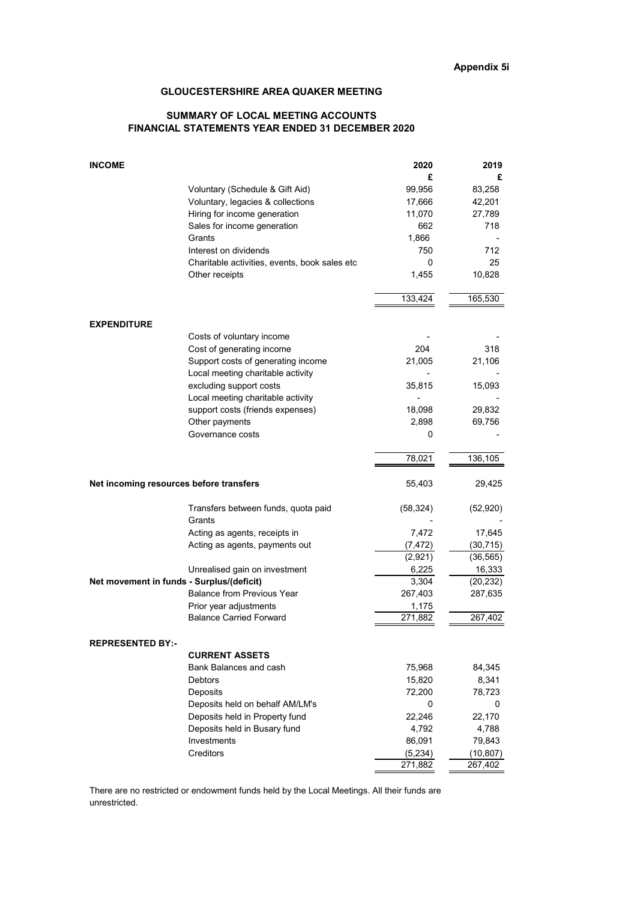**Appendix 5i**

# GLOUCESTERSHIRE AREA QUAKER MEETING

## SUMMARY OF LOCAL MEETING ACCOUNTS
## FINANCIAL STATEMENTS YEAR ENDED 31 DECEMBER 2020

| | | 2020 | 2019 |
|---|---|---|---|
| | | £ | £ |
| **INCOME** | | | |
| | Voluntary (Schedule & Gift Aid) | 99,956 | 83,258 |
| | Voluntary, legacies & collections | 17,666 | 42,201 |
| | Hiring for income generation | 11,070 | 27,789 |
| | Sales for income generation | 662 | 718 |
| | Grants | 1,866 | - |
| | Interest on dividends | 750 | 712 |
| | Charitable activities, events, book sales etc | 0 | 25 |
| | Other receipts | 1,455 | 10,828 |
| | | 133,424 | 165,530 |
| **EXPENDITURE** | | | |
| | Costs of voluntary income | - | - |
| | Cost of generating income | 204 | 318 |
| | Support costs of generating income | 21,005 | 21,106 |
| | Local meeting charitable activity | - | - |
| | excluding support costs | 35,815 | 15,093 |
| | Local meeting charitable activity | - | - |
| | support costs (friends expenses) | 18,098 | 29,832 |
| | Other payments | 2,898 | 69,756 |
| | Governance costs | 0 | - |
| | | 78,021 | 136,105 |
| **Net incoming resources before transfers** | | 55,403 | 29,425 |
| | Transfers between funds, quota paid | (58,324) | (52,920) |
| | Grants | - | - |
| | Acting as agents, receipts in | 7,472 | 17,645 |
| | Acting as agents, payments out | (7,472) | (30,715) |
| | | (2,921) | (36,565) |
| | Unrealised gain on investment | 6,225 | 16,333 |
| **Net movement in funds - Surplus/(deficit)** | | 3,304 | (20,232) |
| | Balance from Previous Year | 267,403 | 287,635 |
| | Prior year adjustments | 1,175 | |
| | Balance Carried Forward | 271,882 | 267,402 |
| **REPRESENTED BY:-** | | | |
| | **CURRENT ASSETS** | | |
| | Bank Balances and cash | 75,968 | 84,345 |
| | Debtors | 15,820 | 8,341 |
| | Deposits | 72,200 | 78,723 |
| | Deposits held on behalf AM/LM's | 0 | 0 |
| | Deposits held in Property fund | 22,246 | 22,170 |
| | Deposits held in Busary fund | 4,792 | 4,788 |
| | Investments | 86,091 | 79,843 |
| | Creditors | (5,234) | (10,807) |
| | | 271,882 | 267,402 |

There are no restricted or endowment funds held by the Local Meetings. All their funds are unrestricted.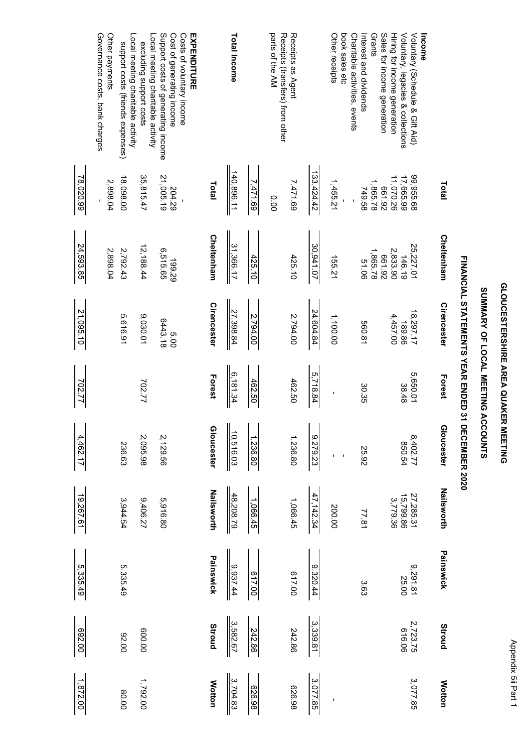Appendix 5ii Part 1

# GLOUCESTERSHIRE AREA QUAKER MEETING

## SUMMARY OF LOCAL MEETING ACCOUNTS

### FINANCIAL STATEMENTS YEAR ENDED 31 DECEMBER 2020

| | Total | Cheltenham | Cirencester | Forest | Gloucester | Nailsworth | Painswick | Stroud | Wotton |
|---|---|---|---|---|---|---|---|---|---|
| **Income** | | | | | | | | | |
| Voluntary (Schedule & Gift Aid) | 99,955.68 | 25,227.01 | 18,297.17 | 5,650.01 | 8,402.77 | 27,285.31 | 9,291.81 | 2,723.75 | 3,077.85 |
| Voluntary, legacies & collections | 17,665.99 | 146.19 | 189.86 | 38.48 | 850.54 | 15,799.86 | 25.00 | 616.06 | |
| Hiring for income generation | 11,070.26 | 2,833.90 | 4,457.00 | | | 3,779.36 | | | |
| Sales for income generation | 661.92 | 661.92 | | | | | | | |
| Grants | 1,865.78 | 1,865.78 | | | | | | | |
| Interest and dividends | 749.58 | 51.06 | 560.81 | 30.35 | 25.92 | 77.81 | 3.63 | | |
| Charitable activities, events book sales etc | - | | | | - | | | | |
| Other receipts | 1,455.21 | 155.21 | 1,100.00 | - | - | 200.00 | | | - |
| | 133,424.42 | 30,941.07 | 24,604.84 | 5,718.84 | 9,279.23 | 47,142.34 | 9,320.44 | 3,339.81 | 3,077.85 |
| Receipts as Agent | 7,471.69 | 425.10 | 2,794.00 | 462.50 | 1,236.80 | 1,066.45 | 617.00 | 242.86 | 626.98 |
| Receipts (transfers) from other parts of the AM | 0.00 | | | | | | | | |
| | 7,471.69 | 425.10 | 2,794.00 | 462.50 | 1,236.80 | 1,066.45 | 617.00 | 242.86 | 626.98 |
| **Total Income** | 140,896.11 | 31,366.17 | 27,398.84 | 6,181.34 | 10,516.03 | 48,208.79 | 9,937.44 | 3,582.67 | 3,704.83 |
| | **Total** | **Cheltenham** | **Cirencester** | **Forest** | **Gloucester** | **Nailsworth** | **Painswick** | **Stroud** | **Wotton** |
| **EXPENDITURE** | | | | | | | | | |
| Costs of voluntary income | - | | | | | | | | |
| Cost of generating income | 204.29 | 199.29 | 5.00 | | | | | | |
| Support costs of generating income | 21,005.19 | 6,515.65 | 6443.18 | | 2,129.56 | 5,916.80 | | | |
| Local meeting charitable activity excluding support costs | 35,815.47 | 12,188.44 | 9,030.01 | 702.77 | 2,095.98 | 9,406.27 | | 600.00 | 1,792.00 |
| Local meeting charitable activity support costs (friends expenses) | 18,098.00 | 2,792.43 | 5,616.91 | | 236.63 | 3,944.54 | 5,335.49 | 92.00 | 80.00 |
| Other payments | 2,898.04 | 2,898.04 | | | | | | | |
| Governance costs, bank charges | - | | | | | | | | |
| | 78,020.99 | 24,593.85 | 21,095.10 | 702.77 | 4,462.17 | 19,267.61 | 5,335.49 | 692.00 | 1,872.00 |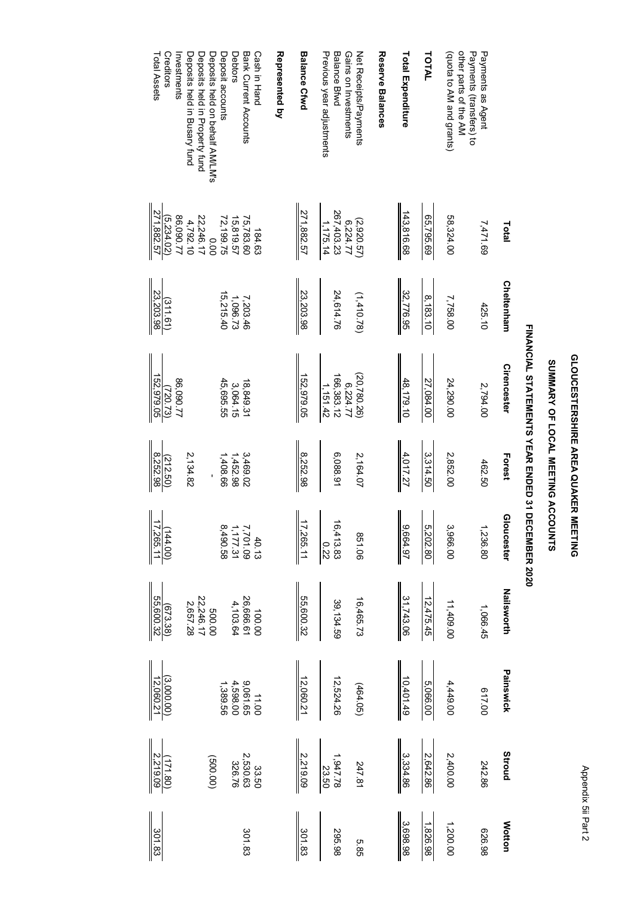Appendix 5ii Part 2

# GLOUCESTERSHIRE AREA QUAKER MEETING

## SUMMARY OF LOCAL MEETING ACCOUNTS

### FINANCIAL STATEMENTS YEAR ENDED 31 DECEMBER 2020

| | Total | Cheltenham | Cirencester | Forest | Gloucester | Nailsworth | Painswick | Stroud | Wotton |
|---|---|---|---|---|---|---|---|---|---|
| Payments as Agent | 7,471.69 | 425.10 | 2,794.00 | 462.50 | 1,236.80 | 1,066.45 | 617.00 | 242.86 | 626.98 |
| Payments (transfers) to other parts of the AM (quota to AM and grants) | 58,324.00 | 7,758.00 | 24,290.00 | 2,852.00 | 3,966.00 | 11,409.00 | 4,449.00 | 2,400.00 | 1,200.00 |
| **TOTAL** | 65,795.69 | 8,183.10 | 27,084.00 | 3,314.50 | 5,202.80 | 12,475.45 | 5,066.00 | 2,642.86 | 1,826.98 |
| **Total Expenditure** | 143,816.68 | 32,776.95 | 48,179.10 | 4,017.27 | 9,664.97 | 31,743.06 | 10,401.49 | 3,334.86 | 3,698.98 |
| **Reserve Balances** | | | | | | | | | |
| Net Receipts/Payments | (2,920.57) | (1,410.78) | (20,780.26) | 2,164.07 | 851.06 | 16,465.73 | (464.05) | 247.81 | 5.85 |
| Gains on Investments | 6,224.77 | | 6,224.77 | | | | | | |
| Balance Bfwd | 267,403.23 | 24,614.76 | 166,383.12 | 6,088.91 | 16,413.83 | 39,134.59 | 12,524.26 | 1,947.78 | 295.98 |
| Previous year adjustments | 1,175.14 | | 1,151.42 | | 0.22 | | | 23.50 | |
| **Balance Cfwd** | 271,882.57 | 23,203.98 | 152,979.05 | 8,252.98 | 17,265.11 | 55,600.32 | 12,060.21 | 2,219.09 | 301.83 |
| **Represented by** | | | | | | | | | |
| Cash in Hand | 184.63 | | | | 40.13 | 100.00 | 11.00 | 33.50 | |
| Bank Current Accounts | 75,783.60 | 7,203.46 | 18,849.31 | 3,469.02 | 7,701.09 | 26,666.61 | 9,061.65 | 2,530.63 | 301.83 |
| Debtors | 15,819.57 | 1,096.73 | 3,064.15 | 1,452.98 | 1,177.31 | 4,103.64 | 4,598.00 | 326.76 | |
| Deposit accounts | 72,199.75 | 15,215.40 | 45,695.55 | 1,408.66 | 8,490.58 | | 1,389.56 | | |
| Deposits held on behalf AM/LM's | 0.00 | | | - | | 500.00 | | (500.00) | |
| Deposits held in Property fund | 22,246.17 | | | | | 22,246.17 | | | |
| Deposits held in Busary fund | 4,792.10 | | | 2,134.82 | | 2,657.28 | | | |
| Investments | 86,090.77 | | 86,090.77 | | | | | | |
| Creditors | (5,234.02) | (311.61) | (720.73) | (212.50) | (144.00) | (673.38) | (3,000.00) | (171.80) | |
| Total Assets | 271,882.57 | 23,203.98 | 152,979.05 | 8,252.98 | 17,265.11 | 55,600.32 | 12,060.21 | 2,219.09 | 301.83 |